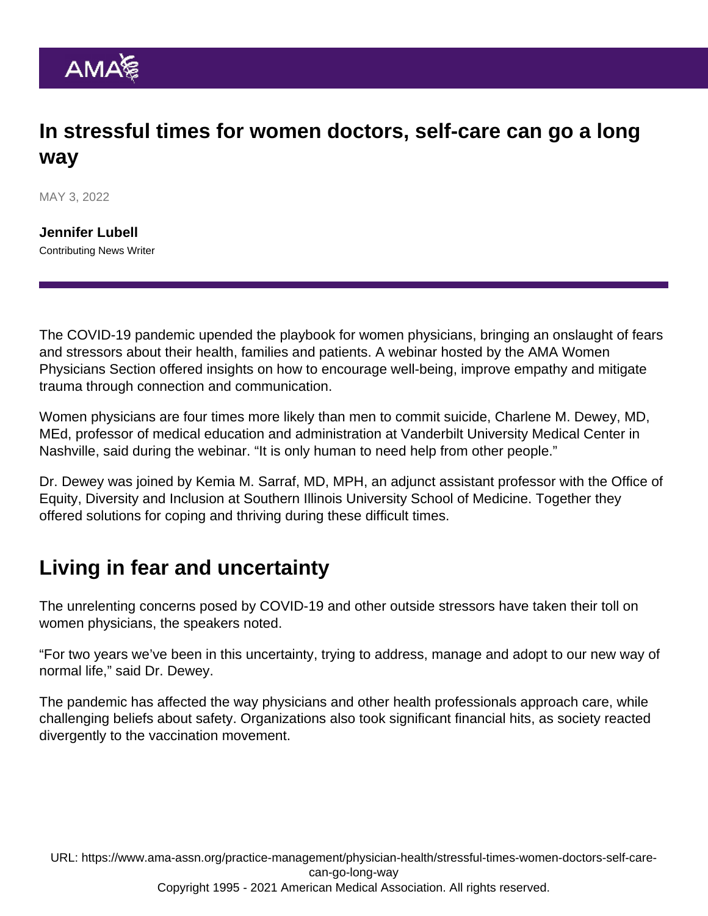# In stressful times for women doctors, self-care can go a long way

MAY 3, 2022

**Jennifer Lubell**
Contributing News Writer

The COVID-19 pandemic upended the playbook for women physicians, bringing an onslaught of fears and stressors about their health, families and patients. A webinar hosted by the AMA Women Physicians Section offered insights on how to encourage well-being, improve empathy and mitigate trauma through connection and communication.

Women physicians are four times more likely than men to commit suicide, Charlene M. Dewey, MD, MEd, professor of medical education and administration at Vanderbilt University Medical Center in Nashville, said during the webinar. "It is only human to need help from other people."

Dr. Dewey was joined by Kemia M. Sarraf, MD, MPH, an adjunct assistant professor with the Office of Equity, Diversity and Inclusion at Southern Illinois University School of Medicine. Together they offered solutions for coping and thriving during these difficult times.

## Living in fear and uncertainty

The unrelenting concerns posed by COVID-19 and other outside stressors have taken their toll on women physicians, the speakers noted.

"For two years we've been in this uncertainty, trying to address, manage and adopt to our new way of normal life," said Dr. Dewey.

The pandemic has affected the way physicians and other health professionals approach care, while challenging beliefs about safety. Organizations also took significant financial hits, as society reacted divergently to the vaccination movement.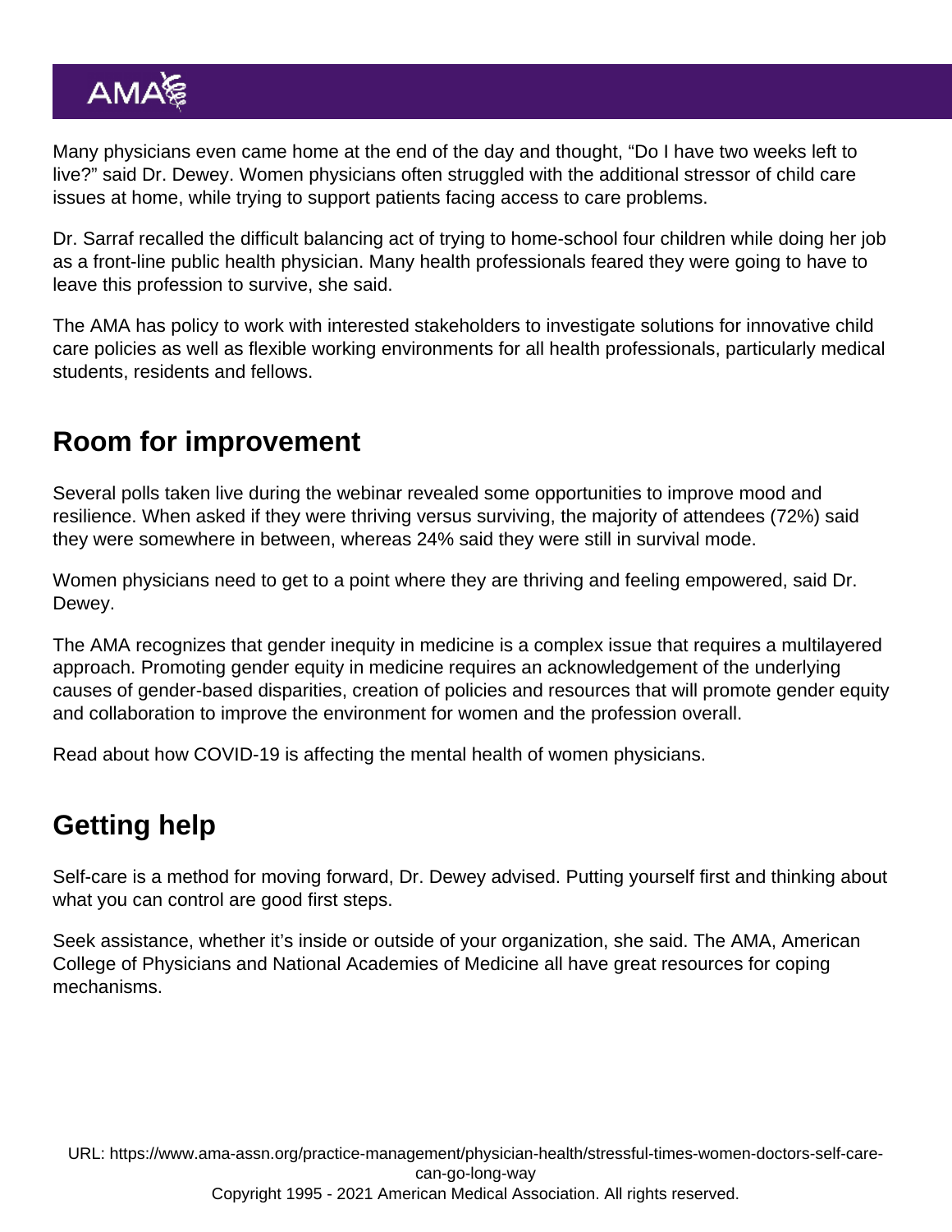Many physicians even came home at the end of the day and thought, "Do I have two weeks left to live?" said Dr. Dewey. Women physicians often struggled with the additional stressor of child care issues at home, while trying to support patients facing access to care problems.

Dr. Sarraf recalled the difficult balancing act of trying to home-school four children while doing her job as a front-line public health physician. Many health professionals feared they were going to have to leave this profession to survive, she said.

The AMA has policy to work with interested stakeholders to investigate solutions for innovative child care policies as well as flexible working environments for all health professionals, particularly medical students, residents and fellows.

## Room for improvement

Several polls taken live during the webinar revealed some opportunities to improve mood and resilience. When asked if they were thriving versus surviving, the majority of attendees (72%) said they were somewhere in between, whereas 24% said they were still in survival mode.

Women physicians need to get to a point where they are thriving and feeling empowered, said Dr. Dewey.

The AMA recognizes that gender inequity in medicine is a complex issue that requires a multilayered approach. Promoting gender equity in medicine requires an acknowledgement of the underlying causes of gender-based disparities, creation of policies and resources that will promote gender equity and collaboration to improve the environment for women and the profession overall.

Read about how COVID-19 is affecting the mental health of women physicians.

## Getting help

Self-care is a method for moving forward, Dr. Dewey advised. Putting yourself first and thinking about what you can control are good first steps.

Seek assistance, whether it's inside or outside of your organization, she said. The AMA, American College of Physicians and National Academies of Medicine all have great resources for coping mechanisms.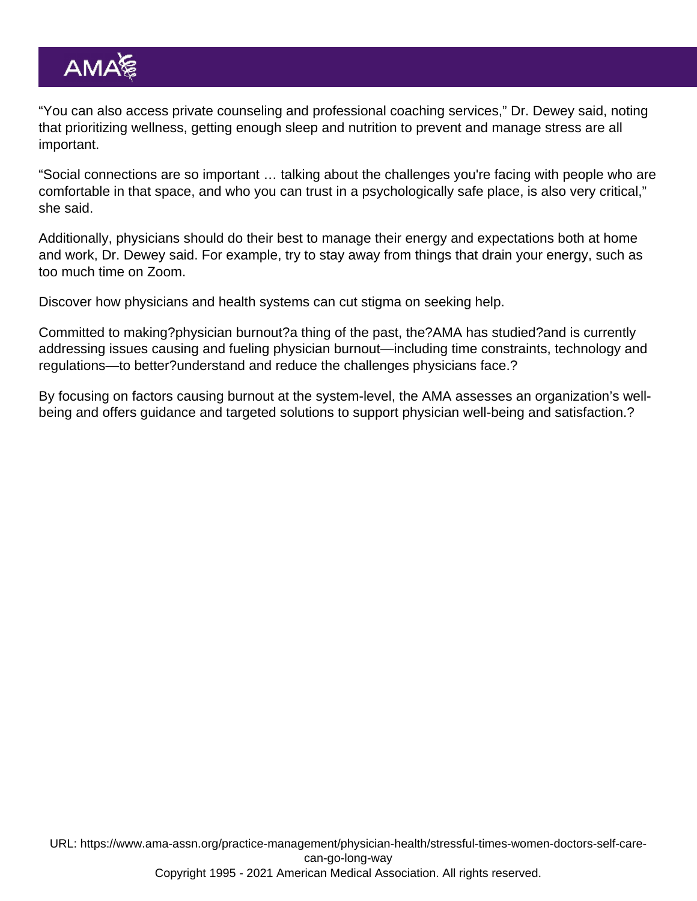"You can also access private counseling and professional coaching services," Dr. Dewey said, noting that prioritizing wellness, getting enough sleep and nutrition to prevent and manage stress are all important.

"Social connections are so important … talking about the challenges you're facing with people who are comfortable in that space, and who you can trust in a psychologically safe place, is also very critical," she said.

Additionally, physicians should do their best to manage their energy and expectations both at home and work, Dr. Dewey said. For example, try to stay away from things that drain your energy, such as too much time on Zoom.

Discover how physicians and health systems can cut stigma on seeking help.

Committed to making?physician burnout?a thing of the past, the?AMA has studied?and is currently addressing issues causing and fueling physician burnout—including time constraints, technology and regulations—to better?understand and reduce the challenges physicians face.?

By focusing on factors causing burnout at the system-level, the AMA assesses an organization's well-being and offers guidance and targeted solutions to support physician well-being and satisfaction.?